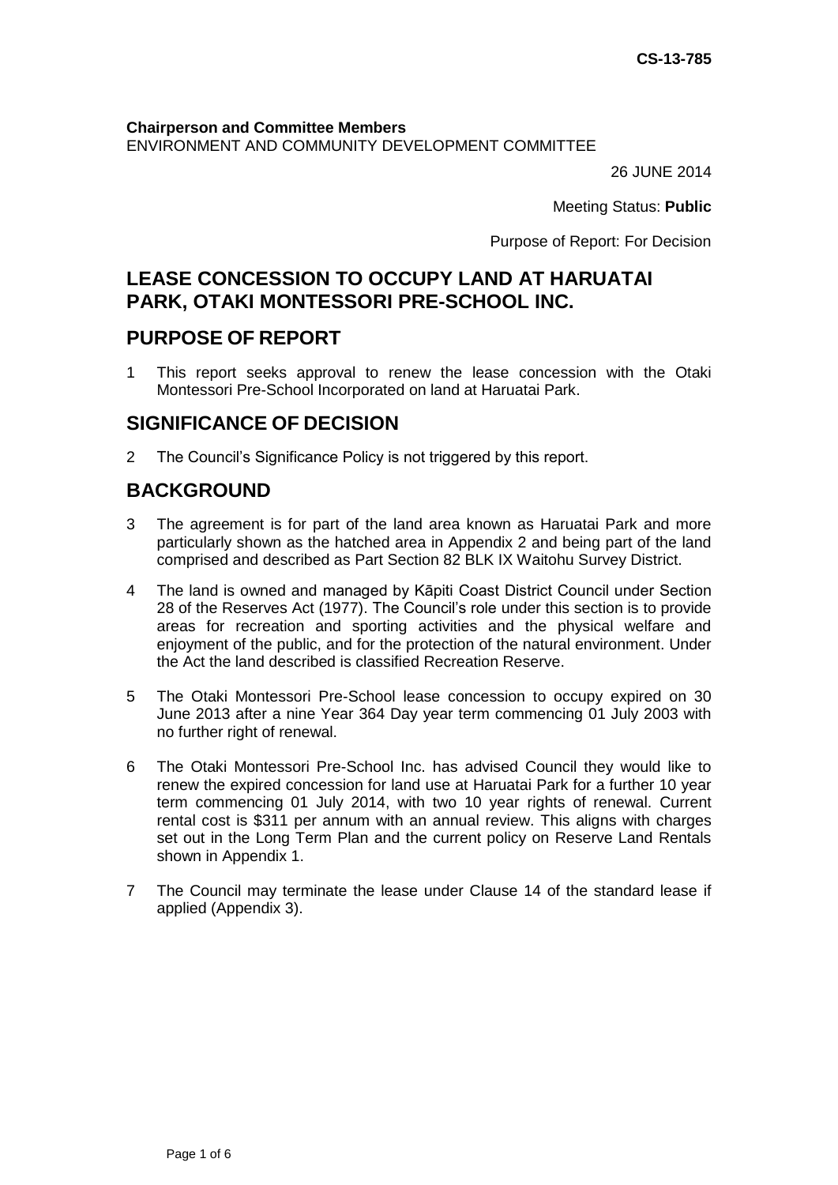CS-13-785

**Chairperson and Committee Members**
ENVIRONMENT AND COMMUNITY DEVELOPMENT COMMITTEE

26 JUNE 2014

Meeting Status: **Public**

Purpose of Report: For Decision

# LEASE CONCESSION TO OCCUPY LAND AT HARUATAI PARK, OTAKI MONTESSORI PRE-SCHOOL INC.

## PURPOSE OF REPORT

1 This report seeks approval to renew the lease concession with the Otaki Montessori Pre-School Incorporated on land at Haruatai Park.

## SIGNIFICANCE OF DECISION

2 The Council's Significance Policy is not triggered by this report.

## BACKGROUND

3 The agreement is for part of the land area known as Haruatai Park and more particularly shown as the hatched area in Appendix 2 and being part of the land comprised and described as Part Section 82 BLK IX Waitohu Survey District.

4 The land is owned and managed by Kāpiti Coast District Council under Section 28 of the Reserves Act (1977). The Council's role under this section is to provide areas for recreation and sporting activities and the physical welfare and enjoyment of the public, and for the protection of the natural environment. Under the Act the land described is classified Recreation Reserve.

5 The Otaki Montessori Pre-School lease concession to occupy expired on 30 June 2013 after a nine Year 364 Day year term commencing 01 July 2003 with no further right of renewal.

6 The Otaki Montessori Pre-School Inc. has advised Council they would like to renew the expired concession for land use at Haruatai Park for a further 10 year term commencing 01 July 2014, with two 10 year rights of renewal. Current rental cost is $311 per annum with an annual review. This aligns with charges set out in the Long Term Plan and the current policy on Reserve Land Rentals shown in Appendix 1.

7 The Council may terminate the lease under Clause 14 of the standard lease if applied (Appendix 3).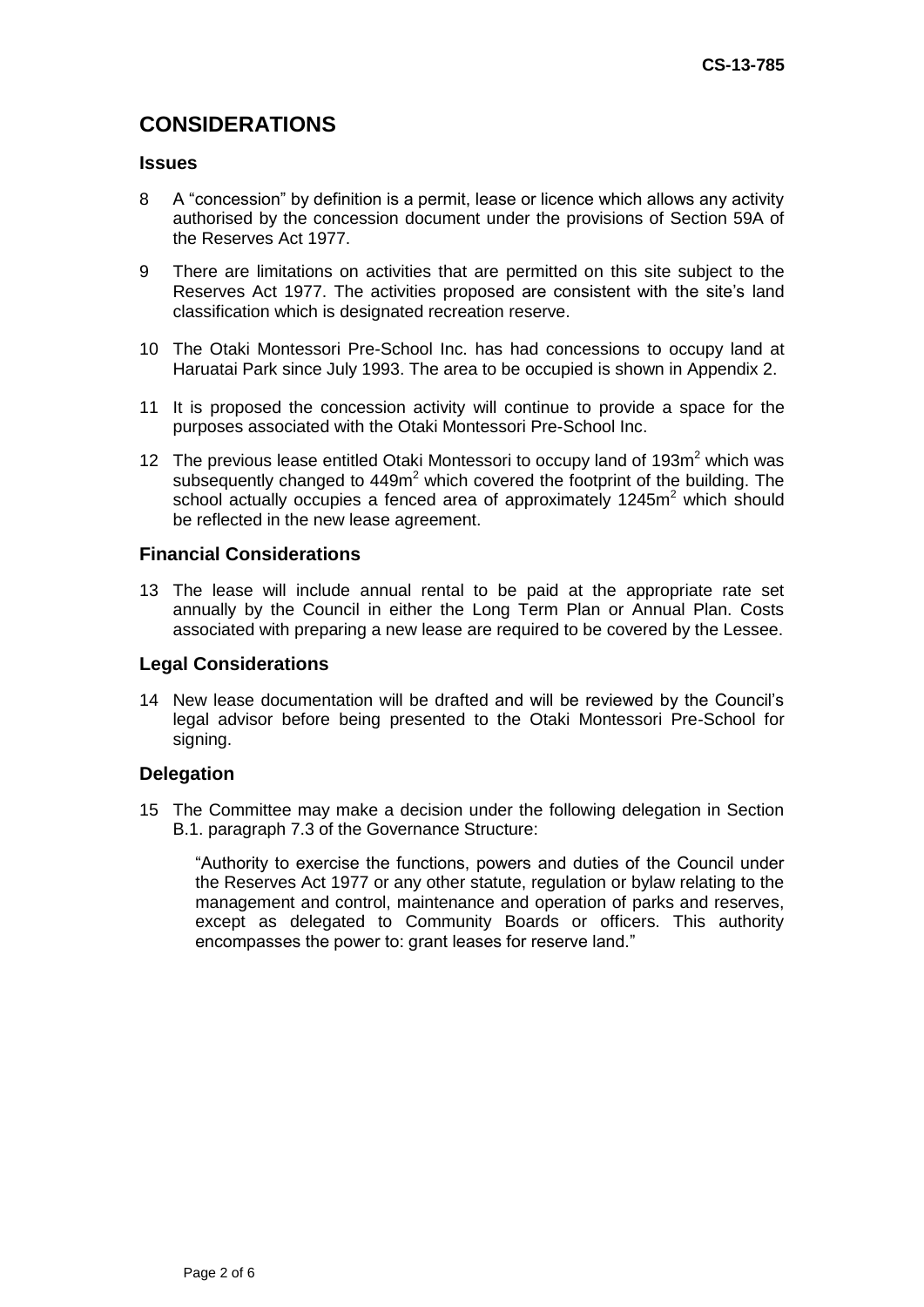## CONSIDERATIONS

### Issues

8 A "concession" by definition is a permit, lease or licence which allows any activity authorised by the concession document under the provisions of Section 59A of the Reserves Act 1977.

9 There are limitations on activities that are permitted on this site subject to the Reserves Act 1977. The activities proposed are consistent with the site's land classification which is designated recreation reserve.

10 The Otaki Montessori Pre-School Inc. has had concessions to occupy land at Haruatai Park since July 1993. The area to be occupied is shown in Appendix 2.

11 It is proposed the concession activity will continue to provide a space for the purposes associated with the Otaki Montessori Pre-School Inc.

12 The previous lease entitled Otaki Montessori to occupy land of 193m$^2$ which was subsequently changed to 449m$^2$ which covered the footprint of the building. The school actually occupies a fenced area of approximately 1245m$^2$ which should be reflected in the new lease agreement.

### Financial Considerations

13 The lease will include annual rental to be paid at the appropriate rate set annually by the Council in either the Long Term Plan or Annual Plan. Costs associated with preparing a new lease are required to be covered by the Lessee.

### Legal Considerations

14 New lease documentation will be drafted and will be reviewed by the Council's legal advisor before being presented to the Otaki Montessori Pre-School for signing.

### Delegation

15 The Committee may make a decision under the following delegation in Section B.1. paragraph 7.3 of the Governance Structure:

> "Authority to exercise the functions, powers and duties of the Council under the Reserves Act 1977 or any other statute, regulation or bylaw relating to the management and control, maintenance and operation of parks and reserves, except as delegated to Community Boards or officers. This authority encompasses the power to: grant leases for reserve land."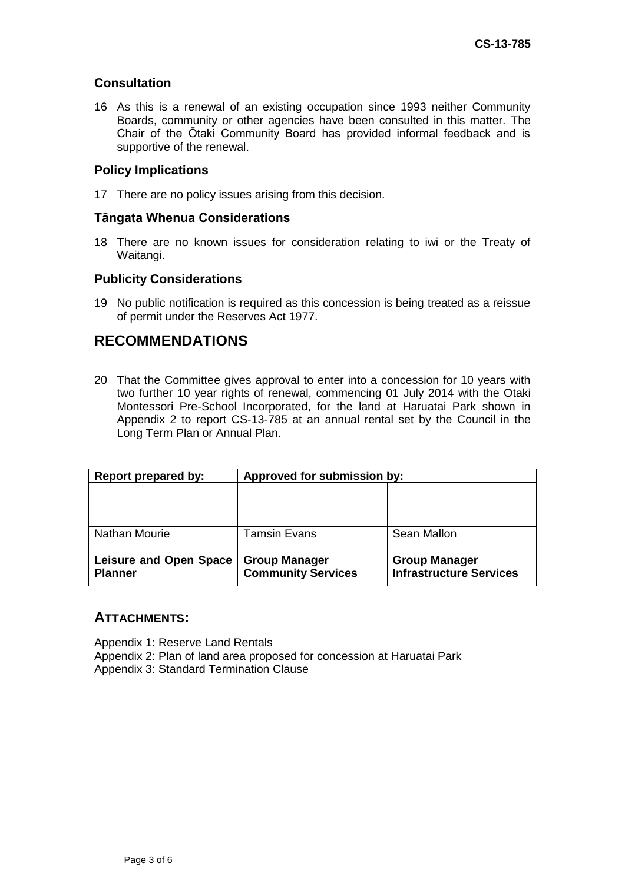### Consultation

16 As this is a renewal of an existing occupation since 1993 neither Community Boards, community or other agencies have been consulted in this matter. The Chair of the Ōtaki Community Board has provided informal feedback and is supportive of the renewal.

### Policy Implications

17 There are no policy issues arising from this decision.

### Tāngata Whenua Considerations

18 There are no known issues for consideration relating to iwi or the Treaty of Waitangi.

### Publicity Considerations

19 No public notification is required as this concession is being treated as a reissue of permit under the Reserves Act 1977.

## RECOMMENDATIONS

20 That the Committee gives approval to enter into a concession for 10 years with two further 10 year rights of renewal, commencing 01 July 2014 with the Otaki Montessori Pre-School Incorporated, for the land at Haruatai Park shown in Appendix 2 to report CS-13-785 at an annual rental set by the Council in the Long Term Plan or Annual Plan.

| Report prepared by: | Approved for submission by: | |
|---|---|---|
| | | |
| Nathan Mourie<br><br>**Leisure and Open Space Planner** | Tamsin Evans<br><br>**Group Manager Community Services** | Sean Mallon<br><br>**Group Manager Infrastructure Services** |

## ATTACHMENTS:

Appendix 1: Reserve Land Rentals
Appendix 2: Plan of land area proposed for concession at Haruatai Park
Appendix 3: Standard Termination Clause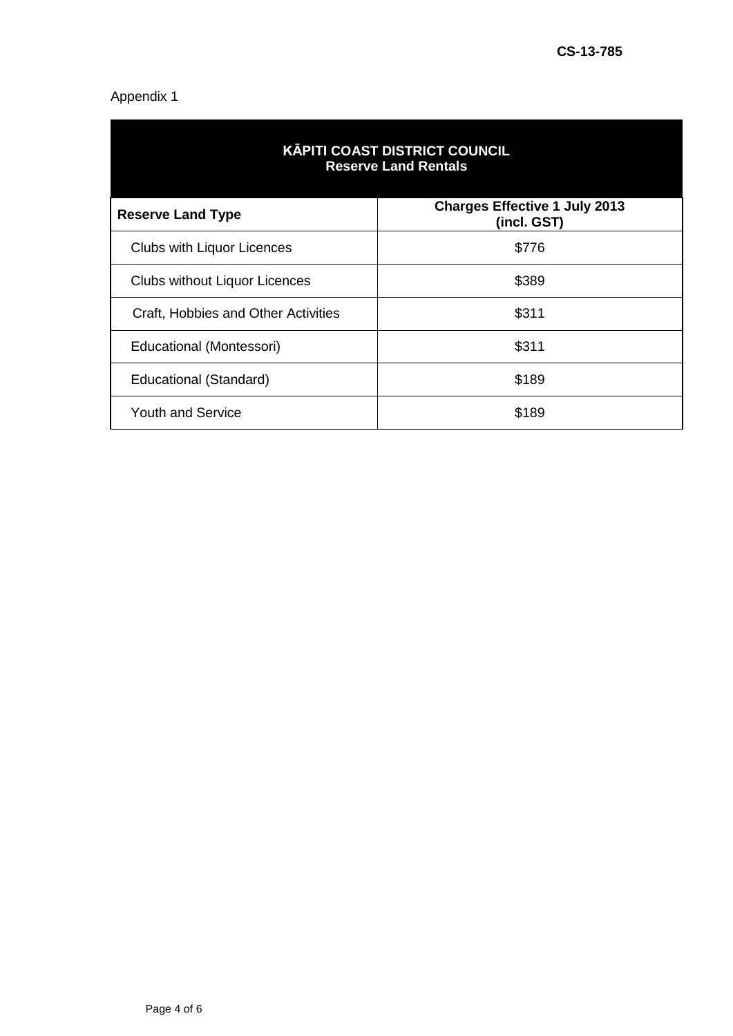Appendix 1

| KĀPITI COAST DISTRICT COUNCIL<br>Reserve Land Rentals | |
|---|---|
| **Reserve Land Type** | **Charges Effective 1 July 2013 (incl. GST)** |
| Clubs with Liquor Licences | $776 |
| Clubs without Liquor Licences | $389 |
| Craft, Hobbies and Other Activities | $311 |
| Educational (Montessori) | $311 |
| Educational (Standard) | $189 |
| Youth and Service | $189 |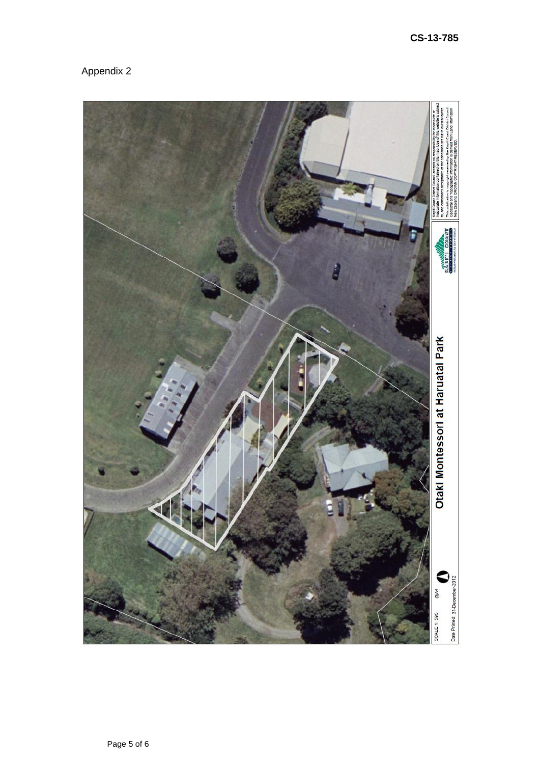CS-13-785

Appendix 2

Otaki Montessori at Haruatai Park

SCALE 1:595 @A4

Date Printed: 31-December-2012

Kapiti Coast District Council accepts no responsibility for incomplete or inaccurate information contained on this map. Use of this website is subject to, and constitutes acceptance of the conditions set out in our disclaimer. This publication is copyright reserved by the Kapiti Coast District Council. Cadastral and Topographic information is derived from Land Information New Zealand. CROWN COPYRIGHT RESERVED.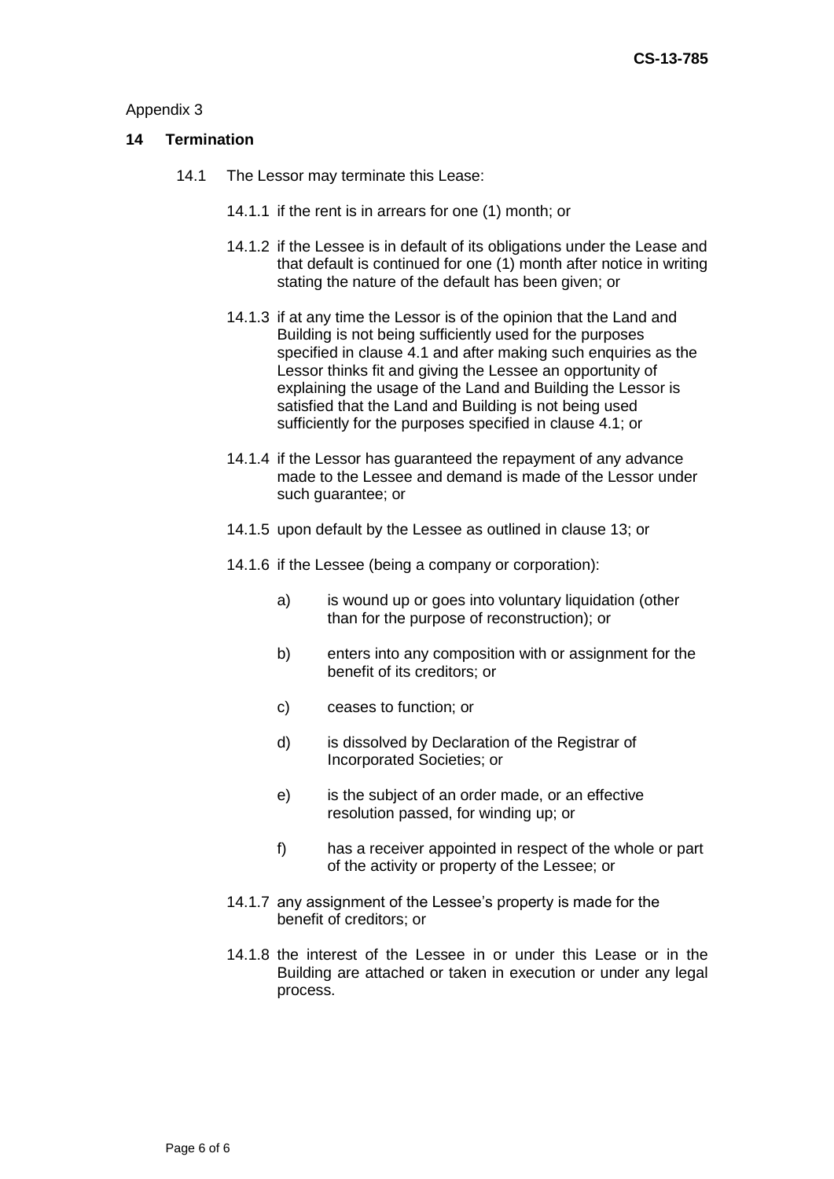Appendix 3

## 14 Termination

14.1 The Lessor may terminate this Lease:

14.1.1 if the rent is in arrears for one (1) month; or

14.1.2 if the Lessee is in default of its obligations under the Lease and that default is continued for one (1) month after notice in writing stating the nature of the default has been given; or

14.1.3 if at any time the Lessor is of the opinion that the Land and Building is not being sufficiently used for the purposes specified in clause 4.1 and after making such enquiries as the Lessor thinks fit and giving the Lessee an opportunity of explaining the usage of the Land and Building the Lessor is satisfied that the Land and Building is not being used sufficiently for the purposes specified in clause 4.1; or

14.1.4 if the Lessor has guaranteed the repayment of any advance made to the Lessee and demand is made of the Lessor under such guarantee; or

14.1.5 upon default by the Lessee as outlined in clause 13; or

14.1.6 if the Lessee (being a company or corporation):

a) is wound up or goes into voluntary liquidation (other than for the purpose of reconstruction); or

b) enters into any composition with or assignment for the benefit of its creditors; or

c) ceases to function; or

d) is dissolved by Declaration of the Registrar of Incorporated Societies; or

e) is the subject of an order made, or an effective resolution passed, for winding up; or

f) has a receiver appointed in respect of the whole or part of the activity or property of the Lessee; or

14.1.7 any assignment of the Lessee's property is made for the benefit of creditors; or

14.1.8 the interest of the Lessee in or under this Lease or in the Building are attached or taken in execution or under any legal process.